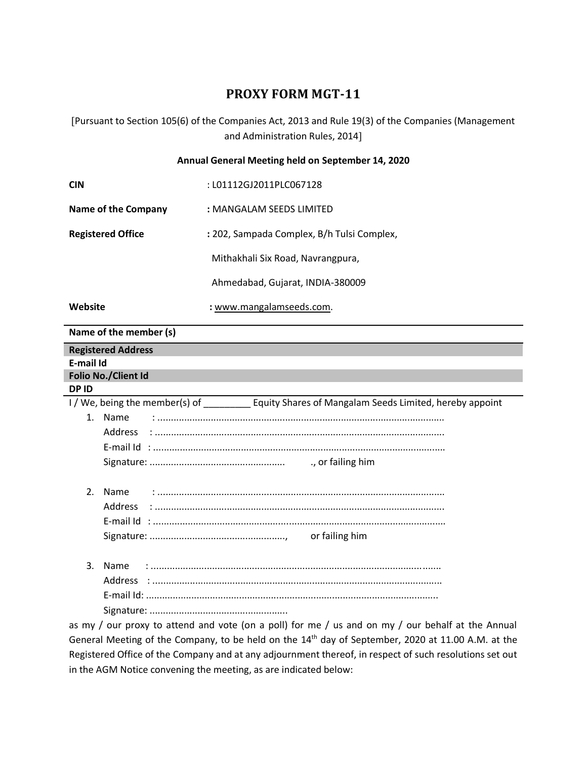# PROXY FORM MGT-11

[Pursuant to Section 105(6) of the Companies Act, 2013 and Rule 19(3) of the Companies (Management and Administration Rules, 2014]

**Annual General Meeting held on September 14, 2020**

| | |
|---|---|
| **CIN** | : L01112GJ2011PLC067128 |
| **Name of the Company** | **:** MANGALAM SEEDS LIMITED |
| **Registered Office** | **:** 202, Sampada Complex, B/h Tulsi Complex, Mithakhali Six Road, Navrangpura, Ahmedabad, Gujarat, INDIA-380009 |
| **Website** | **:** www.mangalamseeds.com. |

| |
|---|
| **Name of the member (s)** |
| **Registered Address** |
| **E-mail Id** |
| **Folio No./Client Id** |
| **DP ID** |

I / We, being the member(s) of _________ Equity Shares of Mangalam Seeds Limited, hereby appoint

1. Name : ..........................................................................................................
   Address : ..........................................................................................................
   E-mail Id : ..........................................................................................................
   Signature: .................................................. ., or failing him

2. Name : ..........................................................................................................
   Address : ..........................................................................................................
   E-mail Id : ..........................................................................................................
   Signature: ..................................................., or failing him

3. Name : ..........................................................................................................
   Address : ..........................................................................................................
   E-mail Id: ..........................................................................................................
   Signature: ...................................................

as my / our proxy to attend and vote (on a poll) for me / us and on my / our behalf at the Annual General Meeting of the Company, to be held on the 14th day of September, 2020 at 11.00 A.M. at the Registered Office of the Company and at any adjournment thereof, in respect of such resolutions set out in the AGM Notice convening the meeting, as are indicated below: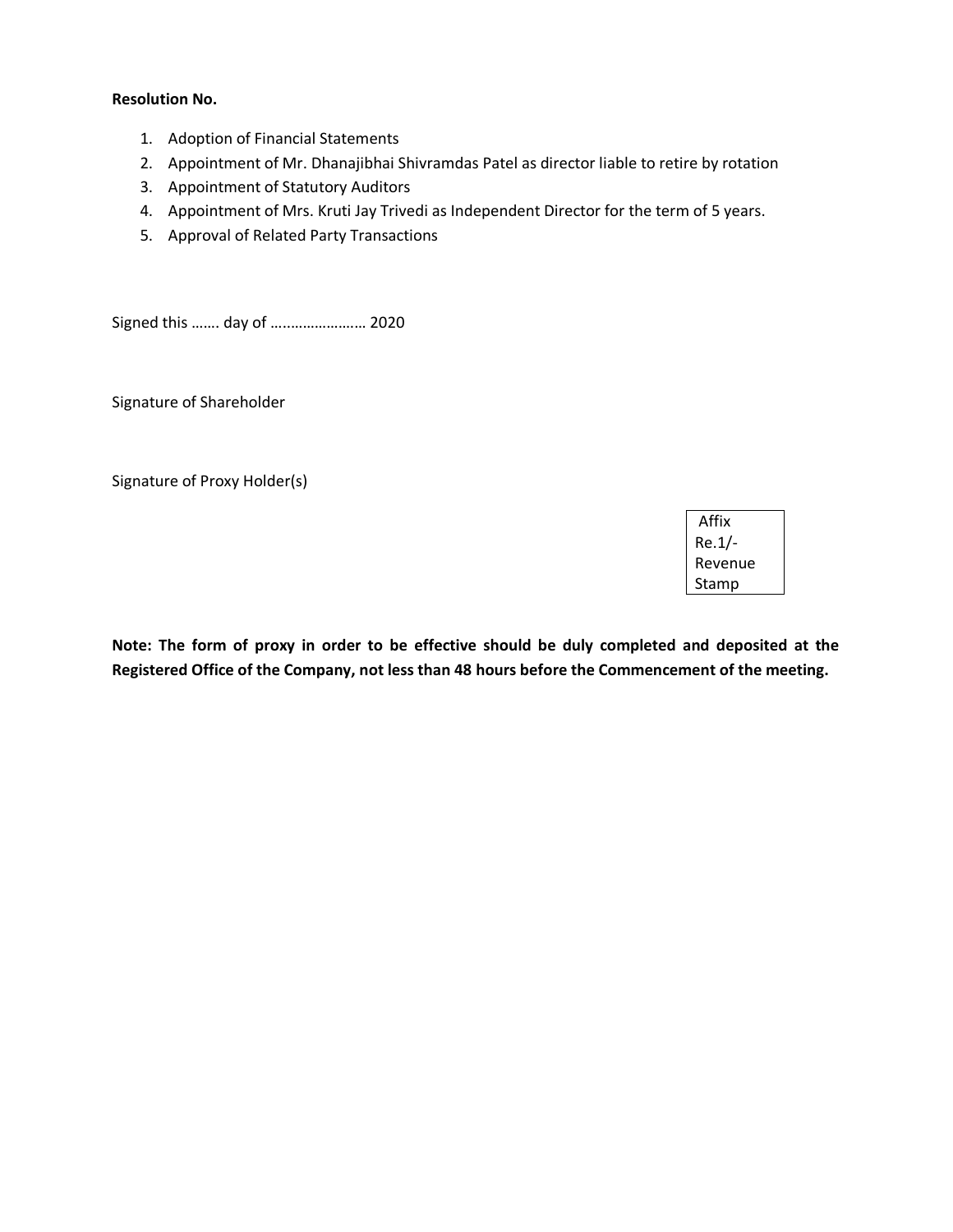**Resolution No.**

1. Adoption of Financial Statements
2. Appointment of Mr. Dhanajibhai Shivramdas Patel as director liable to retire by rotation
3. Appointment of Statutory Auditors
4. Appointment of Mrs. Kruti Jay Trivedi as Independent Director for the term of 5 years.
5. Approval of Related Party Transactions

Signed this ……. day of …………………… 2020

Signature of Shareholder

Signature of Proxy Holder(s)

| Affix Re.1/- Revenue Stamp |
|---|

**Note: The form of proxy in order to be effective should be duly completed and deposited at the Registered Office of the Company, not less than 48 hours before the Commencement of the meeting.**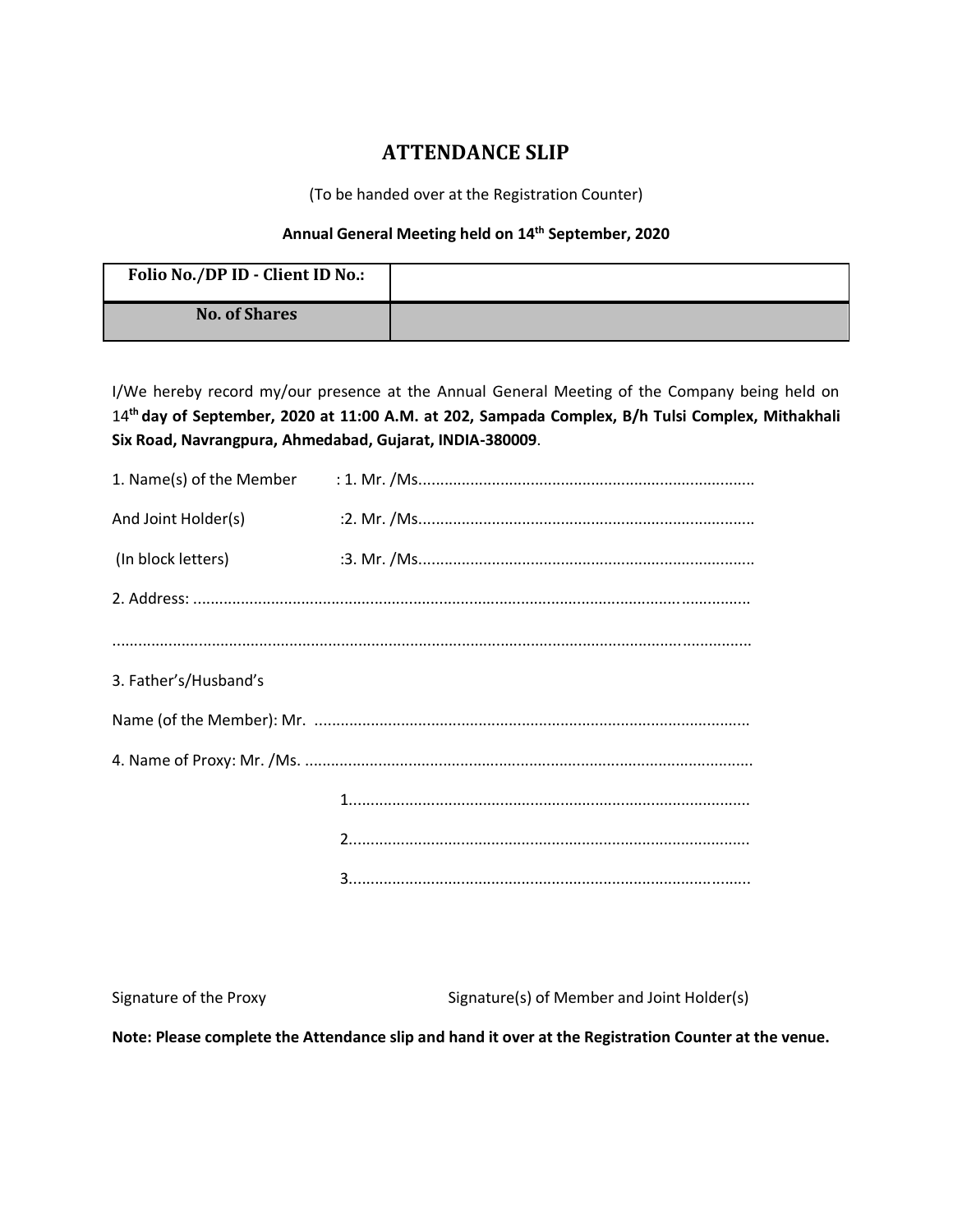# ATTENDANCE SLIP

(To be handed over at the Registration Counter)

**Annual General Meeting held on 14th September, 2020**

| | |
|---|---|
| **Folio No./DP ID - Client ID No.:** | |
| **No. of Shares** | |

I/We hereby record my/our presence at the Annual General Meeting of the Company being held on 14**th day of September, 2020 at 11:00 A.M. at 202, Sampada Complex, B/h Tulsi Complex, Mithakhali Six Road, Navrangpura, Ahmedabad, Gujarat, INDIA-380009**.

1. Name(s) of the Member : 1. Mr. /Ms.............................................................................

And Joint Holder(s) :2. Mr. /Ms.............................................................................

(In block letters) :3. Mr. /Ms.............................................................................

2. Address: ................................................................................................................................

..................................................................................................................................................

3. Father's/Husband's

Name (of the Member): Mr. ....................................................................................................

4. Name of Proxy: Mr. /Ms. .......................................................................................................

1............................................................................................

2............................................................................................

3............................................................................................

Signature of the Proxy Signature(s) of Member and Joint Holder(s)

**Note: Please complete the Attendance slip and hand it over at the Registration Counter at the venue.**